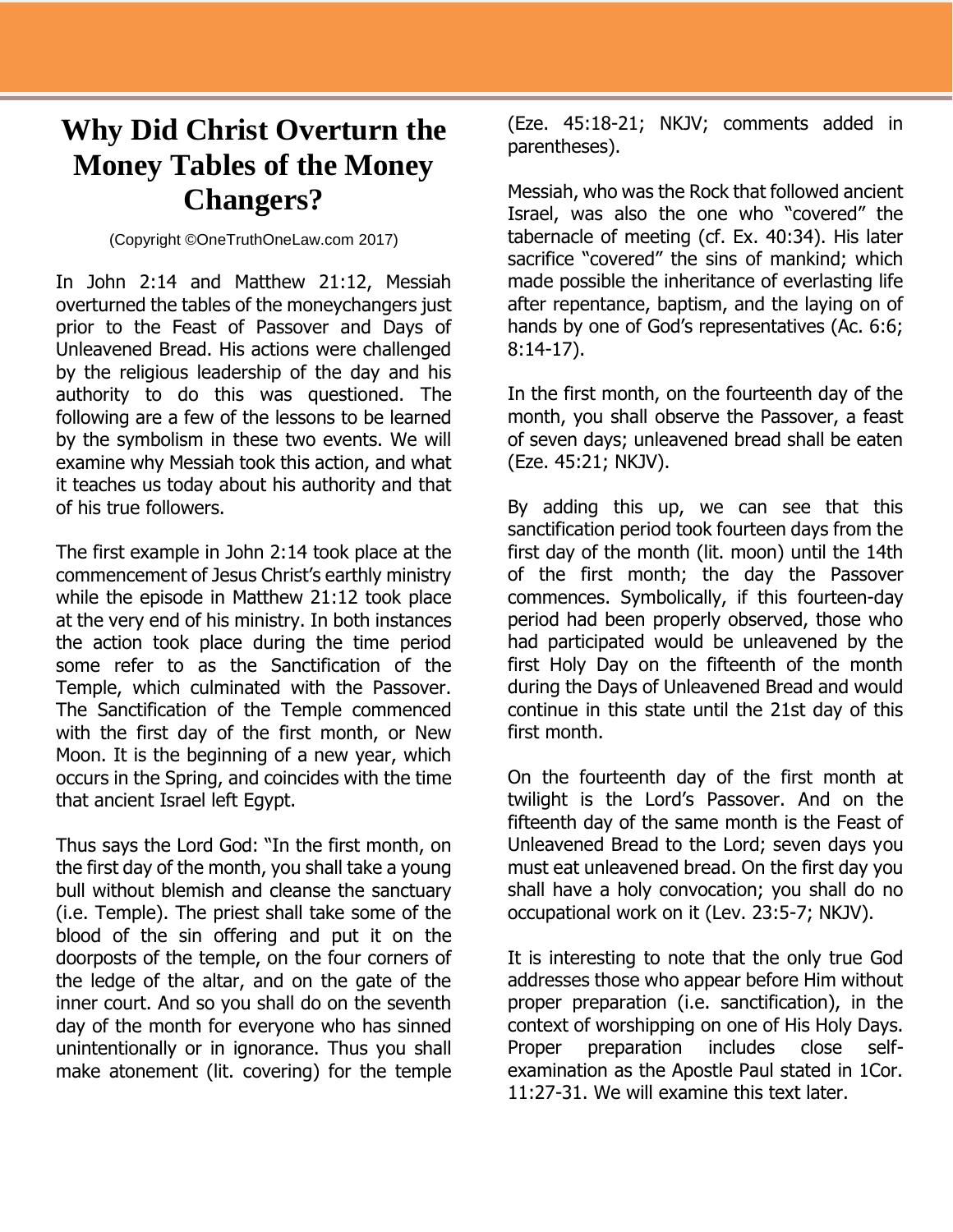# Why Did Christ Overturn the Money Tables of the Money Changers?

(Copyright ©OneTruthOneLaw.com 2017)

In John 2:14 and Matthew 21:12, Messiah overturned the tables of the moneychangers just prior to the Feast of Passover and Days of Unleavened Bread. His actions were challenged by the religious leadership of the day and his authority to do this was questioned. The following are a few of the lessons to be learned by the symbolism in these two events. We will examine why Messiah took this action, and what it teaches us today about his authority and that of his true followers.

The first example in John 2:14 took place at the commencement of Jesus Christ's earthly ministry while the episode in Matthew 21:12 took place at the very end of his ministry. In both instances the action took place during the time period some refer to as the Sanctification of the Temple, which culminated with the Passover. The Sanctification of the Temple commenced with the first day of the first month, or New Moon. It is the beginning of a new year, which occurs in the Spring, and coincides with the time that ancient Israel left Egypt.

Thus says the Lord God: "In the first month, on the first day of the month, you shall take a young bull without blemish and cleanse the sanctuary (i.e. Temple). The priest shall take some of the blood of the sin offering and put it on the doorposts of the temple, on the four corners of the ledge of the altar, and on the gate of the inner court. And so you shall do on the seventh day of the month for everyone who has sinned unintentionally or in ignorance. Thus you shall make atonement (lit. covering) for the temple (Eze. 45:18-21; NKJV; comments added in parentheses).

Messiah, who was the Rock that followed ancient Israel, was also the one who "covered" the tabernacle of meeting (cf. Ex. 40:34). His later sacrifice "covered" the sins of mankind; which made possible the inheritance of everlasting life after repentance, baptism, and the laying on of hands by one of God's representatives (Ac. 6:6; 8:14-17).

In the first month, on the fourteenth day of the month, you shall observe the Passover, a feast of seven days; unleavened bread shall be eaten (Eze. 45:21; NKJV).

By adding this up, we can see that this sanctification period took fourteen days from the first day of the month (lit. moon) until the 14th of the first month; the day the Passover commences. Symbolically, if this fourteen-day period had been properly observed, those who had participated would be unleavened by the first Holy Day on the fifteenth of the month during the Days of Unleavened Bread and would continue in this state until the 21st day of this first month.

On the fourteenth day of the first month at twilight is the Lord's Passover. And on the fifteenth day of the same month is the Feast of Unleavened Bread to the Lord; seven days you must eat unleavened bread. On the first day you shall have a holy convocation; you shall do no occupational work on it (Lev. 23:5-7; NKJV).

It is interesting to note that the only true God addresses those who appear before Him without proper preparation (i.e. sanctification), in the context of worshipping on one of His Holy Days. Proper preparation includes close self-examination as the Apostle Paul stated in 1Cor. 11:27-31. We will examine this text later.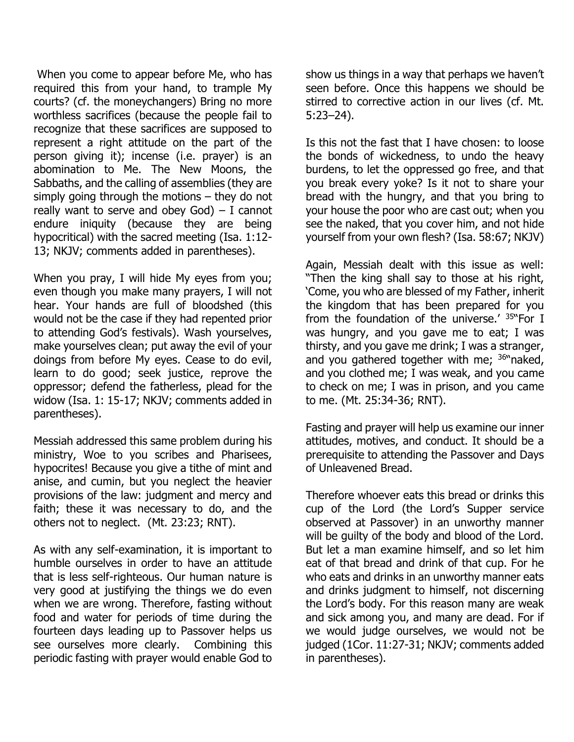When you come to appear before Me, who has required this from your hand, to trample My courts? (cf. the moneychangers) Bring no more worthless sacrifices (because the people fail to recognize that these sacrifices are supposed to represent a right attitude on the part of the person giving it); incense (i.e. prayer) is an abomination to Me. The New Moons, the Sabbaths, and the calling of assemblies (they are simply going through the motions – they do not really want to serve and obey God) – I cannot endure iniquity (because they are being hypocritical) with the sacred meeting (Isa. 1:12-13; NKJV; comments added in parentheses).

When you pray, I will hide My eyes from you; even though you make many prayers, I will not hear. Your hands are full of bloodshed (this would not be the case if they had repented prior to attending God's festivals). Wash yourselves, make yourselves clean; put away the evil of your doings from before My eyes. Cease to do evil, learn to do good; seek justice, reprove the oppressor; defend the fatherless, plead for the widow (Isa. 1: 15-17; NKJV; comments added in parentheses).

Messiah addressed this same problem during his ministry, Woe to you scribes and Pharisees, hypocrites! Because you give a tithe of mint and anise, and cumin, but you neglect the heavier provisions of the law: judgment and mercy and faith; these it was necessary to do, and the others not to neglect. (Mt. 23:23; RNT).

As with any self-examination, it is important to humble ourselves in order to have an attitude that is less self-righteous. Our human nature is very good at justifying the things we do even when we are wrong. Therefore, fasting without food and water for periods of time during the fourteen days leading up to Passover helps us see ourselves more clearly. Combining this periodic fasting with prayer would enable God to show us things in a way that perhaps we haven't seen before. Once this happens we should be stirred to corrective action in our lives (cf. Mt. 5:23–24).

Is this not the fast that I have chosen: to loose the bonds of wickedness, to undo the heavy burdens, to let the oppressed go free, and that you break every yoke? Is it not to share your bread with the hungry, and that you bring to your house the poor who are cast out; when you see the naked, that you cover him, and not hide yourself from your own flesh? (Isa. 58:67; NKJV)

Again, Messiah dealt with this issue as well: "Then the king shall say to those at his right, 'Come, you who are blessed of my Father, inherit the kingdom that has been prepared for you from the foundation of the universe.' [35]"For I was hungry, and you gave me to eat; I was thirsty, and you gave me drink; I was a stranger, and you gathered together with me; [36]"naked, and you clothed me; I was weak, and you came to check on me; I was in prison, and you came to me. (Mt. 25:34-36; RNT).

Fasting and prayer will help us examine our inner attitudes, motives, and conduct. It should be a prerequisite to attending the Passover and Days of Unleavened Bread.

Therefore whoever eats this bread or drinks this cup of the Lord (the Lord's Supper service observed at Passover) in an unworthy manner will be guilty of the body and blood of the Lord. But let a man examine himself, and so let him eat of that bread and drink of that cup. For he who eats and drinks in an unworthy manner eats and drinks judgment to himself, not discerning the Lord's body. For this reason many are weak and sick among you, and many are dead. For if we would judge ourselves, we would not be judged (1Cor. 11:27-31; NKJV; comments added in parentheses).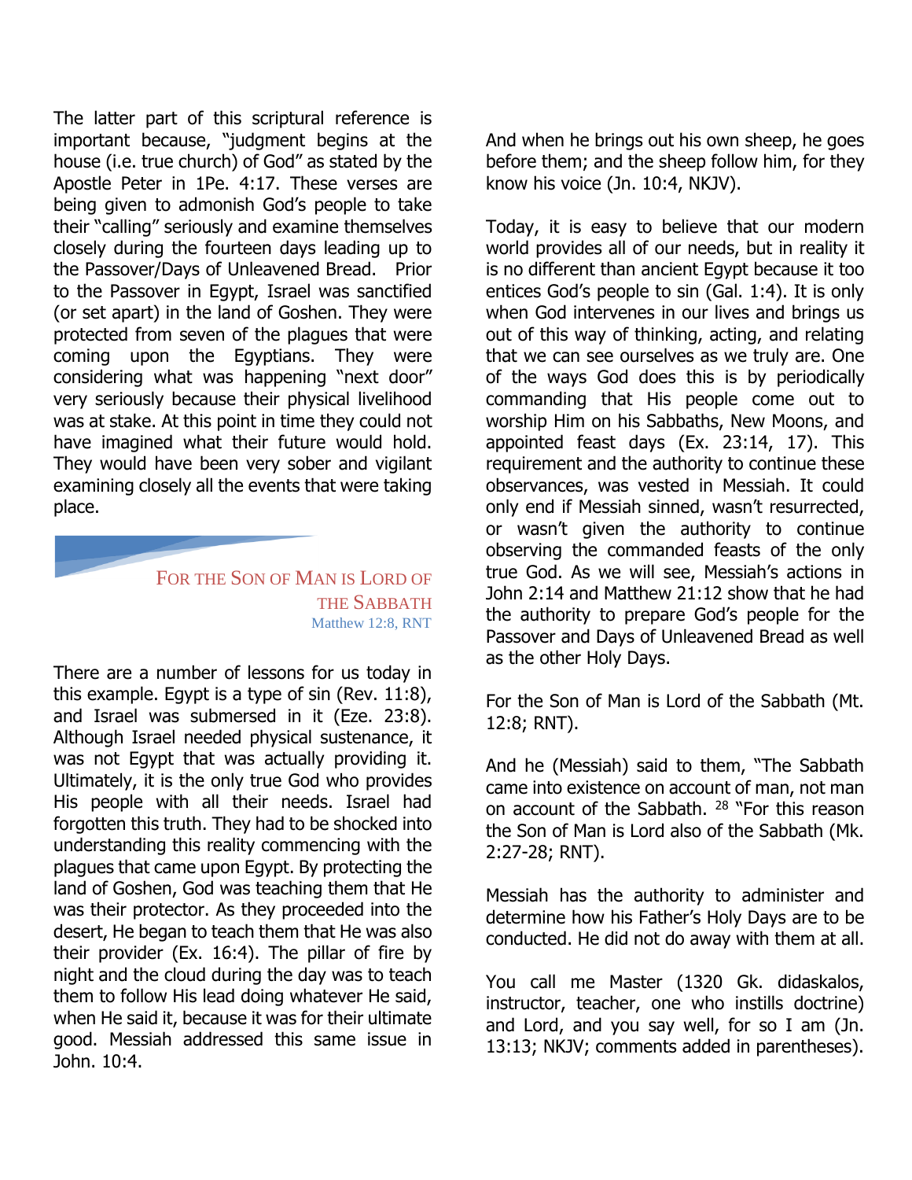The latter part of this scriptural reference is important because, "judgment begins at the house (i.e. true church) of God" as stated by the Apostle Peter in 1Pe. 4:17. These verses are being given to admonish God's people to take their "calling" seriously and examine themselves closely during the fourteen days leading up to the Passover/Days of Unleavened Bread. Prior to the Passover in Egypt, Israel was sanctified (or set apart) in the land of Goshen. They were protected from seven of the plagues that were coming upon the Egyptians. They were considering what was happening "next door" very seriously because their physical livelihood was at stake. At this point in time they could not have imagined what their future would hold. They would have been very sober and vigilant examining closely all the events that were taking place.

## For the Son of Man is Lord of the Sabbath

Matthew 12:8, RNT

There are a number of lessons for us today in this example. Egypt is a type of sin (Rev. 11:8), and Israel was submersed in it (Eze. 23:8). Although Israel needed physical sustenance, it was not Egypt that was actually providing it. Ultimately, it is the only true God who provides His people with all their needs. Israel had forgotten this truth. They had to be shocked into understanding this reality commencing with the plagues that came upon Egypt. By protecting the land of Goshen, God was teaching them that He was their protector. As they proceeded into the desert, He began to teach them that He was also their provider (Ex. 16:4). The pillar of fire by night and the cloud during the day was to teach them to follow His lead doing whatever He said, when He said it, because it was for their ultimate good. Messiah addressed this same issue in John. 10:4.

And when he brings out his own sheep, he goes before them; and the sheep follow him, for they know his voice (Jn. 10:4, NKJV).

Today, it is easy to believe that our modern world provides all of our needs, but in reality it is no different than ancient Egypt because it too entices God's people to sin (Gal. 1:4). It is only when God intervenes in our lives and brings us out of this way of thinking, acting, and relating that we can see ourselves as we truly are. One of the ways God does this is by periodically commanding that His people come out to worship Him on his Sabbaths, New Moons, and appointed feast days (Ex. 23:14, 17). This requirement and the authority to continue these observances, was vested in Messiah. It could only end if Messiah sinned, wasn't resurrected, or wasn't given the authority to continue observing the commanded feasts of the only true God. As we will see, Messiah's actions in John 2:14 and Matthew 21:12 show that he had the authority to prepare God's people for the Passover and Days of Unleavened Bread as well as the other Holy Days.

For the Son of Man is Lord of the Sabbath (Mt. 12:8; RNT).

And he (Messiah) said to them, "The Sabbath came into existence on account of man, not man on account of the Sabbath. [28] "For this reason the Son of Man is Lord also of the Sabbath (Mk. 2:27-28; RNT).

Messiah has the authority to administer and determine how his Father's Holy Days are to be conducted. He did not do away with them at all.

You call me Master (1320 Gk. didaskalos, instructor, teacher, one who instills doctrine) and Lord, and you say well, for so I am (Jn. 13:13; NKJV; comments added in parentheses).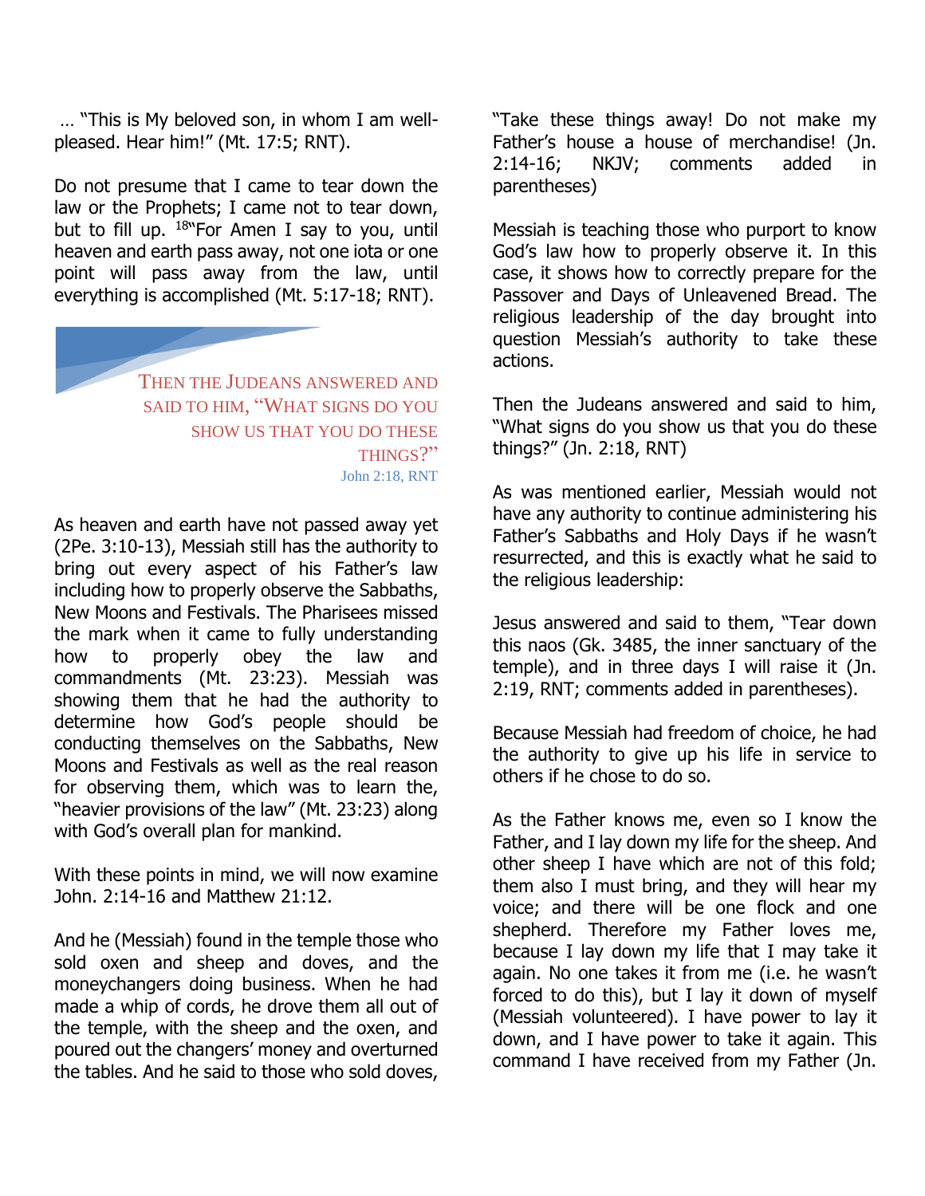… "This is My beloved son, in whom I am well-pleased. Hear him!" (Mt. 17:5; RNT).

Do not presume that I came to tear down the law or the Prophets; I came not to tear down, but to fill up. [18]"For Amen I say to you, until heaven and earth pass away, not one iota or one point will pass away from the law, until everything is accomplished (Mt. 5:17-18; RNT).

> THEN THE JUDEANS ANSWERED AND SAID TO HIM, "WHAT SIGNS DO YOU SHOW US THAT YOU DO THESE THINGS?"
> John 2:18, RNT

As heaven and earth have not passed away yet (2Pe. 3:10-13), Messiah still has the authority to bring out every aspect of his Father's law including how to properly observe the Sabbaths, New Moons and Festivals. The Pharisees missed the mark when it came to fully understanding how to properly obey the law and commandments (Mt. 23:23). Messiah was showing them that he had the authority to determine how God's people should be conducting themselves on the Sabbaths, New Moons and Festivals as well as the real reason for observing them, which was to learn the, "heavier provisions of the law" (Mt. 23:23) along with God's overall plan for mankind.

With these points in mind, we will now examine John. 2:14-16 and Matthew 21:12.

And he (Messiah) found in the temple those who sold oxen and sheep and doves, and the moneychangers doing business. When he had made a whip of cords, he drove them all out of the temple, with the sheep and the oxen, and poured out the changers' money and overturned the tables. And he said to those who sold doves, "Take these things away! Do not make my Father's house a house of merchandise! (Jn. 2:14-16; NKJV; comments added in parentheses)

Messiah is teaching those who purport to know God's law how to properly observe it. In this case, it shows how to correctly prepare for the Passover and Days of Unleavened Bread. The religious leadership of the day brought into question Messiah's authority to take these actions.

Then the Judeans answered and said to him, "What signs do you show us that you do these things?" (Jn. 2:18, RNT)

As was mentioned earlier, Messiah would not have any authority to continue administering his Father's Sabbaths and Holy Days if he wasn't resurrected, and this is exactly what he said to the religious leadership:

Jesus answered and said to them, "Tear down this naos (Gk. 3485, the inner sanctuary of the temple), and in three days I will raise it (Jn. 2:19, RNT; comments added in parentheses).

Because Messiah had freedom of choice, he had the authority to give up his life in service to others if he chose to do so.

As the Father knows me, even so I know the Father, and I lay down my life for the sheep. And other sheep I have which are not of this fold; them also I must bring, and they will hear my voice; and there will be one flock and one shepherd. Therefore my Father loves me, because I lay down my life that I may take it again. No one takes it from me (i.e. he wasn't forced to do this), but I lay it down of myself (Messiah volunteered). I have power to lay it down, and I have power to take it again. This command I have received from my Father (Jn.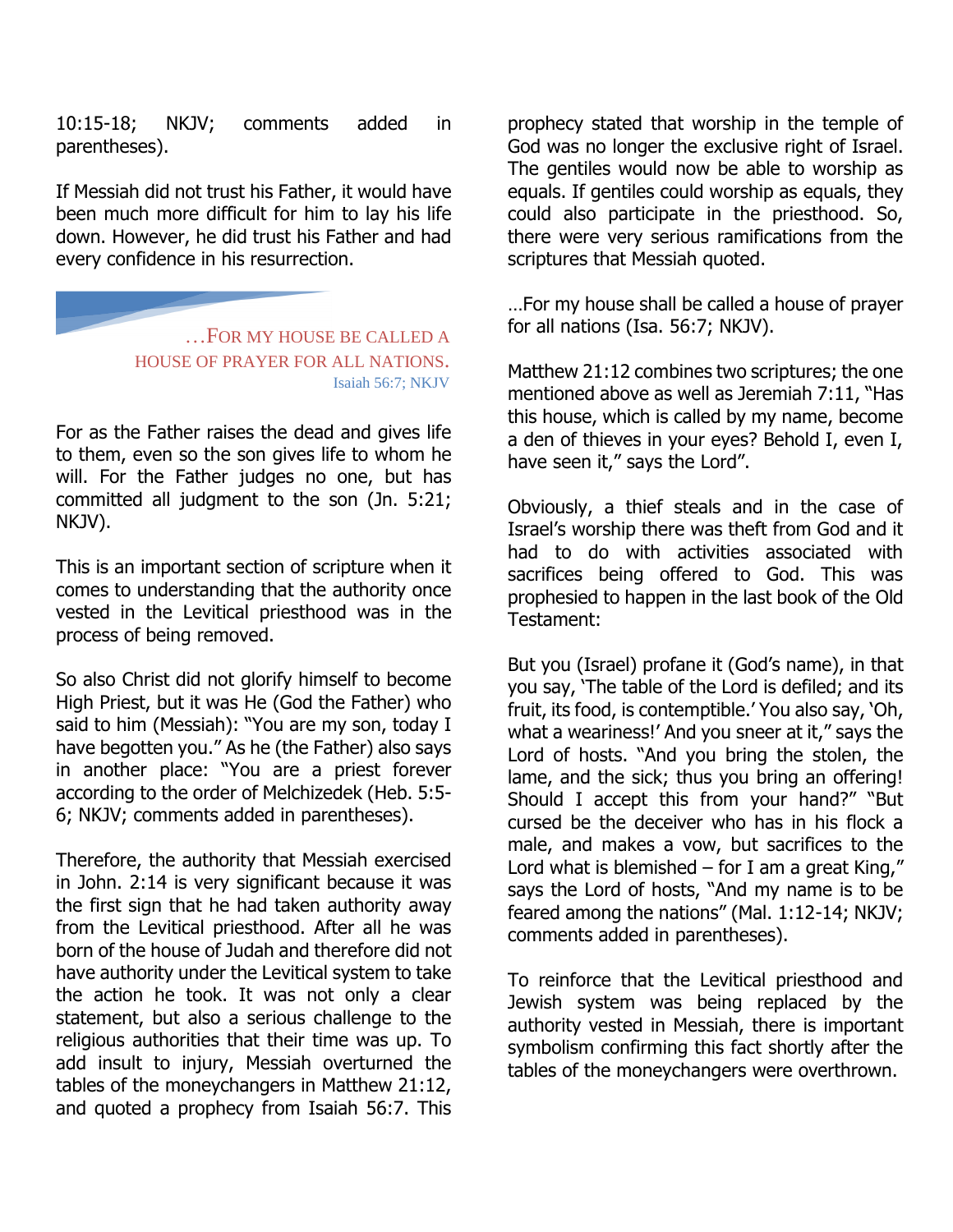10:15-18; NKJV; comments added in parentheses).

If Messiah did not trust his Father, it would have been much more difficult for him to lay his life down. However, he did trust his Father and had every confidence in his resurrection.

> …FOR MY HOUSE BE CALLED A HOUSE OF PRAYER FOR ALL NATIONS.
> Isaiah 56:7; NKJV

For as the Father raises the dead and gives life to them, even so the son gives life to whom he will. For the Father judges no one, but has committed all judgment to the son (Jn. 5:21; NKJV).

This is an important section of scripture when it comes to understanding that the authority once vested in the Levitical priesthood was in the process of being removed.

So also Christ did not glorify himself to become High Priest, but it was He (God the Father) who said to him (Messiah): "You are my son, today I have begotten you." As he (the Father) also says in another place: "You are a priest forever according to the order of Melchizedek (Heb. 5:5-6; NKJV; comments added in parentheses).

Therefore, the authority that Messiah exercised in John. 2:14 is very significant because it was the first sign that he had taken authority away from the Levitical priesthood. After all he was born of the house of Judah and therefore did not have authority under the Levitical system to take the action he took. It was not only a clear statement, but also a serious challenge to the religious authorities that their time was up. To add insult to injury, Messiah overturned the tables of the moneychangers in Matthew 21:12, and quoted a prophecy from Isaiah 56:7. This prophecy stated that worship in the temple of God was no longer the exclusive right of Israel. The gentiles would now be able to worship as equals. If gentiles could worship as equals, they could also participate in the priesthood. So, there were very serious ramifications from the scriptures that Messiah quoted.

…For my house shall be called a house of prayer for all nations (Isa. 56:7; NKJV).

Matthew 21:12 combines two scriptures; the one mentioned above as well as Jeremiah 7:11, "Has this house, which is called by my name, become a den of thieves in your eyes? Behold I, even I, have seen it," says the Lord".

Obviously, a thief steals and in the case of Israel's worship there was theft from God and it had to do with activities associated with sacrifices being offered to God. This was prophesied to happen in the last book of the Old Testament:

But you (Israel) profane it (God's name), in that you say, 'The table of the Lord is defiled; and its fruit, its food, is contemptible.' You also say, 'Oh, what a weariness!' And you sneer at it," says the Lord of hosts. "And you bring the stolen, the lame, and the sick; thus you bring an offering! Should I accept this from your hand?" "But cursed be the deceiver who has in his flock a male, and makes a vow, but sacrifices to the Lord what is blemished – for I am a great King," says the Lord of hosts, "And my name is to be feared among the nations" (Mal. 1:12-14; NKJV; comments added in parentheses).

To reinforce that the Levitical priesthood and Jewish system was being replaced by the authority vested in Messiah, there is important symbolism confirming this fact shortly after the tables of the moneychangers were overthrown.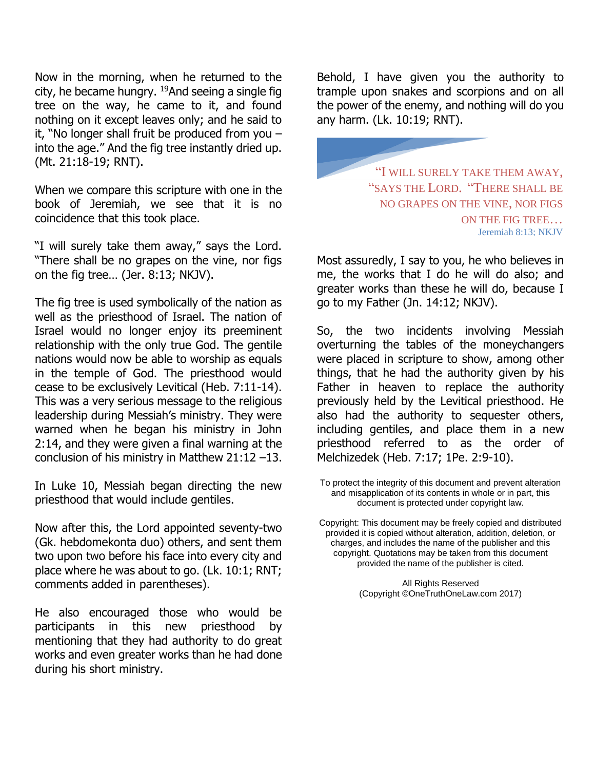Now in the morning, when he returned to the city, he became hungry. [19]And seeing a single fig tree on the way, he came to it, and found nothing on it except leaves only; and he said to it, "No longer shall fruit be produced from you – into the age." And the fig tree instantly dried up. (Mt. 21:18-19; RNT).

When we compare this scripture with one in the book of Jeremiah, we see that it is no coincidence that this took place.

"I will surely take them away," says the Lord. "There shall be no grapes on the vine, nor figs on the fig tree… (Jer. 8:13; NKJV).

The fig tree is used symbolically of the nation as well as the priesthood of Israel. The nation of Israel would no longer enjoy its preeminent relationship with the only true God. The gentile nations would now be able to worship as equals in the temple of God. The priesthood would cease to be exclusively Levitical (Heb. 7:11-14). This was a very serious message to the religious leadership during Messiah's ministry. They were warned when he began his ministry in John 2:14, and they were given a final warning at the conclusion of his ministry in Matthew 21:12 –13.

In Luke 10, Messiah began directing the new priesthood that would include gentiles.

Now after this, the Lord appointed seventy-two (Gk. hebdomekonta duo) others, and sent them two upon two before his face into every city and place where he was about to go. (Lk. 10:1; RNT; comments added in parentheses).

He also encouraged those who would be participants in this new priesthood by mentioning that they had authority to do great works and even greater works than he had done during his short ministry.

Behold, I have given you the authority to trample upon snakes and scorpions and on all the power of the enemy, and nothing will do you any harm. (Lk. 10:19; RNT).

> "I WILL SURELY TAKE THEM AWAY, "SAYS THE LORD. "THERE SHALL BE NO GRAPES ON THE VINE, NOR FIGS ON THE FIG TREE…
> Jeremiah 8:13; NKJV

Most assuredly, I say to you, he who believes in me, the works that I do he will do also; and greater works than these he will do, because I go to my Father (Jn. 14:12; NKJV).

So, the two incidents involving Messiah overturning the tables of the moneychangers were placed in scripture to show, among other things, that he had the authority given by his Father in heaven to replace the authority previously held by the Levitical priesthood. He also had the authority to sequester others, including gentiles, and place them in a new priesthood referred to as the order of Melchizedek (Heb. 7:17; 1Pe. 2:9-10).

To protect the integrity of this document and prevent alteration and misapplication of its contents in whole or in part, this document is protected under copyright law.

Copyright: This document may be freely copied and distributed provided it is copied without alteration, addition, deletion, or charges, and includes the name of the publisher and this copyright. Quotations may be taken from this document provided the name of the publisher is cited.

All Rights Reserved
(Copyright ©OneTruthOneLaw.com 2017)